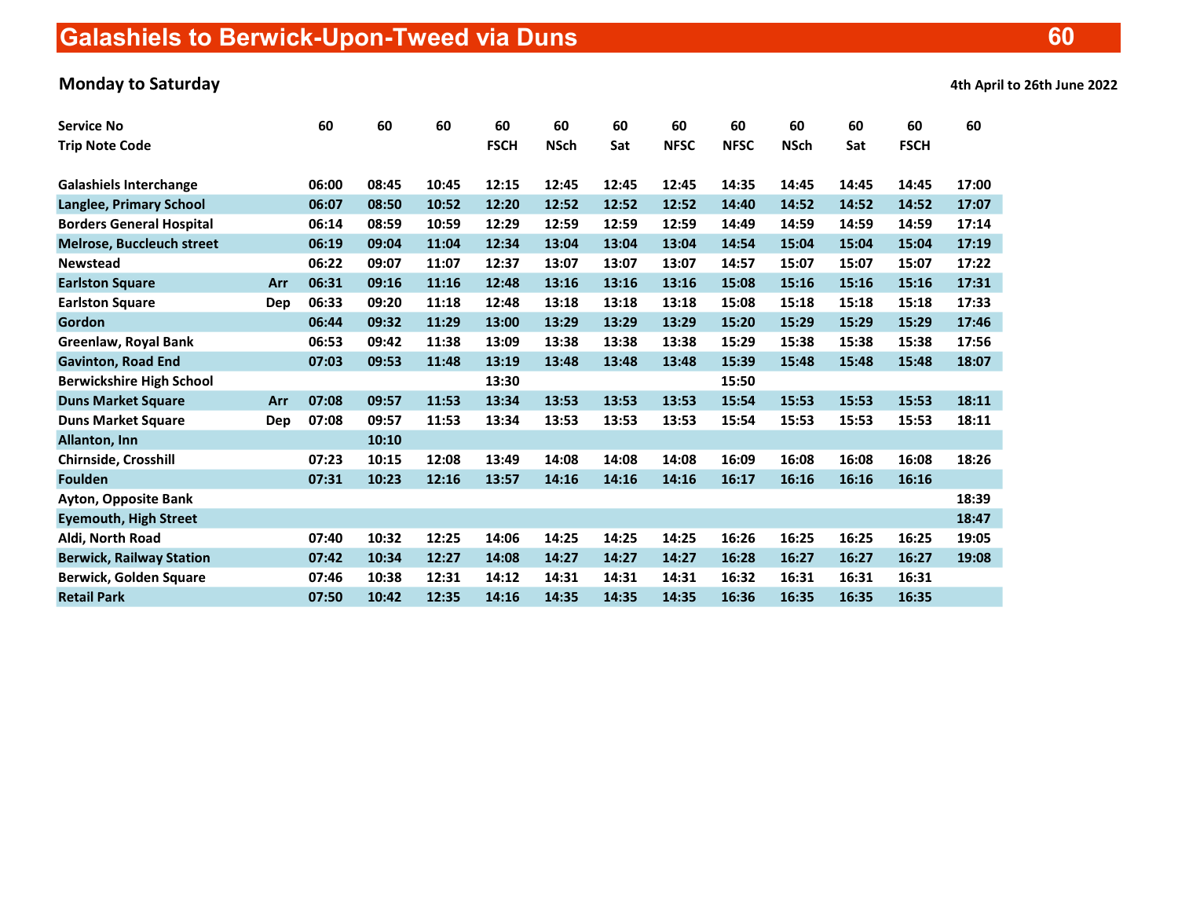# Galashiels to Berwick-Upon-Tweed via Duns 60

**Monday to Saturday** — **4th April to 26th June 2022**

| Service No | | 60 | 60 | 60 | 60 | 60 | 60 | 60 | 60 | 60 | 60 | 60 | 60 |
|---|---|---|---|---|---|---|---|---|---|---|---|---|---|
| Trip Note Code | | | | | FSCH | NSch | Sat | NFSC | NFSC | NSch | Sat | FSCH | |
| Galashiels Interchange | | 06:00 | 08:45 | 10:45 | 12:15 | 12:45 | 12:45 | 12:45 | 14:35 | 14:45 | 14:45 | 14:45 | 17:00 |
| Langlee, Primary School | | 06:07 | 08:50 | 10:52 | 12:20 | 12:52 | 12:52 | 12:52 | 14:40 | 14:52 | 14:52 | 14:52 | 17:07 |
| Borders General Hospital | | 06:14 | 08:59 | 10:59 | 12:29 | 12:59 | 12:59 | 12:59 | 14:49 | 14:59 | 14:59 | 14:59 | 17:14 |
| Melrose, Buccleuch street | | 06:19 | 09:04 | 11:04 | 12:34 | 13:04 | 13:04 | 13:04 | 14:54 | 15:04 | 15:04 | 15:04 | 17:19 |
| Newstead | | 06:22 | 09:07 | 11:07 | 12:37 | 13:07 | 13:07 | 13:07 | 14:57 | 15:07 | 15:07 | 15:07 | 17:22 |
| Earlston Square | Arr | 06:31 | 09:16 | 11:16 | 12:48 | 13:16 | 13:16 | 13:16 | 15:08 | 15:16 | 15:16 | 15:16 | 17:31 |
| Earlston Square | Dep | 06:33 | 09:20 | 11:18 | 12:48 | 13:18 | 13:18 | 13:18 | 15:08 | 15:18 | 15:18 | 15:18 | 17:33 |
| Gordon | | 06:44 | 09:32 | 11:29 | 13:00 | 13:29 | 13:29 | 13:29 | 15:20 | 15:29 | 15:29 | 15:29 | 17:46 |
| Greenlaw, Royal Bank | | 06:53 | 09:42 | 11:38 | 13:09 | 13:38 | 13:38 | 13:38 | 15:29 | 15:38 | 15:38 | 15:38 | 17:56 |
| Gavinton, Road End | | 07:03 | 09:53 | 11:48 | 13:19 | 13:48 | 13:48 | 13:48 | 15:39 | 15:48 | 15:48 | 15:48 | 18:07 |
| Berwickshire High School | | | | | 13:30 | | | | 15:50 | | | | |
| Duns Market Square | Arr | 07:08 | 09:57 | 11:53 | 13:34 | 13:53 | 13:53 | 13:53 | 15:54 | 15:53 | 15:53 | 15:53 | 18:11 |
| Duns Market Square | Dep | 07:08 | 09:57 | 11:53 | 13:34 | 13:53 | 13:53 | 13:53 | 15:54 | 15:53 | 15:53 | 15:53 | 18:11 |
| Allanton, Inn | | | 10:10 | | | | | | | | | | |
| Chirnside, Crosshill | | 07:23 | 10:15 | 12:08 | 13:49 | 14:08 | 14:08 | 14:08 | 16:09 | 16:08 | 16:08 | 16:08 | 18:26 |
| Foulden | | 07:31 | 10:23 | 12:16 | 13:57 | 14:16 | 14:16 | 14:16 | 16:17 | 16:16 | 16:16 | 16:16 | |
| Ayton, Opposite Bank | | | | | | | | | | | | | 18:39 |
| Eyemouth, High Street | | | | | | | | | | | | | 18:47 |
| Aldi, North Road | | 07:40 | 10:32 | 12:25 | 14:06 | 14:25 | 14:25 | 14:25 | 16:26 | 16:25 | 16:25 | 16:25 | 19:05 |
| Berwick, Railway Station | | 07:42 | 10:34 | 12:27 | 14:08 | 14:27 | 14:27 | 14:27 | 16:28 | 16:27 | 16:27 | 16:27 | 19:08 |
| Berwick, Golden Square | | 07:46 | 10:38 | 12:31 | 14:12 | 14:31 | 14:31 | 14:31 | 16:32 | 16:31 | 16:31 | 16:31 | |
| Retail Park | | 07:50 | 10:42 | 12:35 | 14:16 | 14:35 | 14:35 | 14:35 | 16:36 | 16:35 | 16:35 | 16:35 | |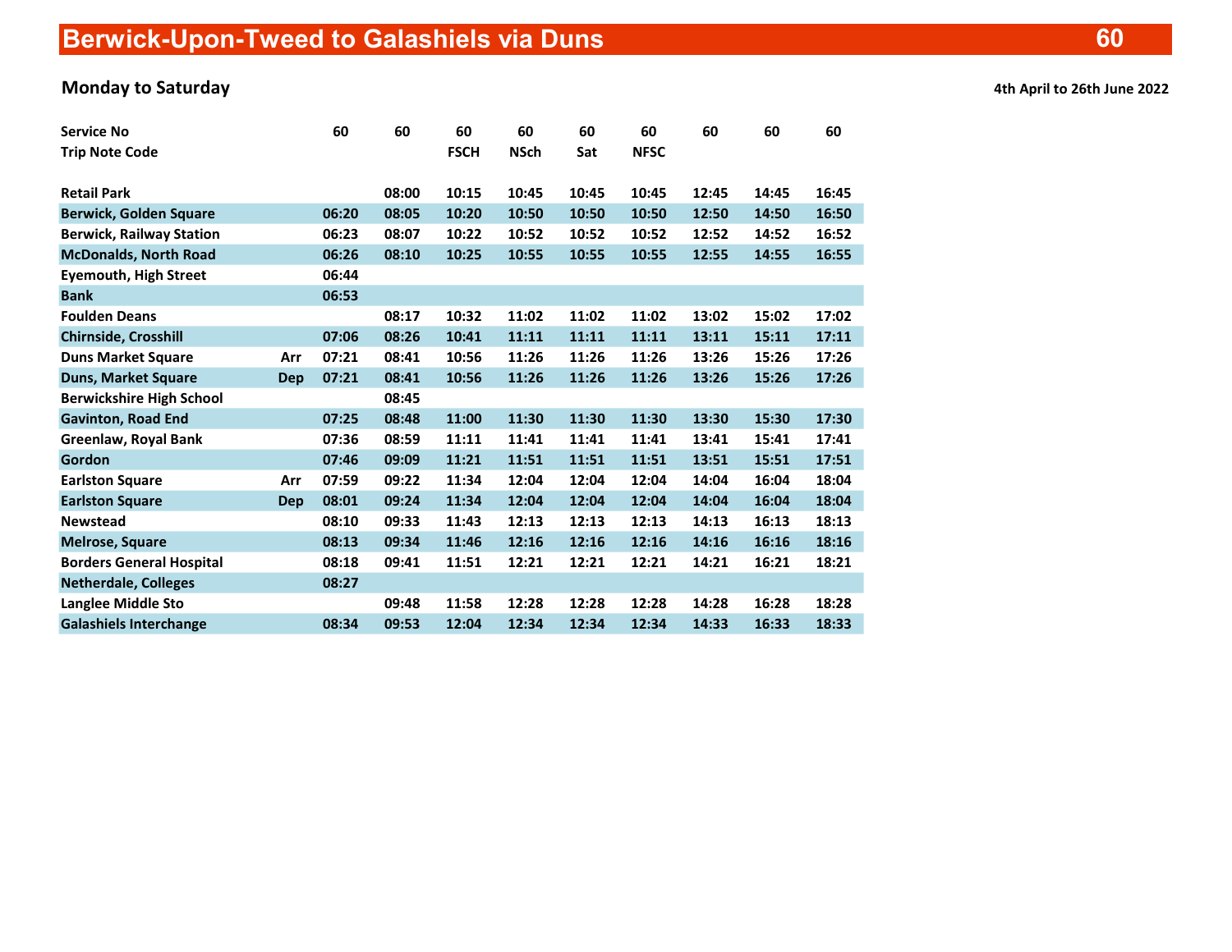# Berwick-Upon-Tweed to Galashiels via Duns — 60

## Monday to Saturday

**4th April to 26th June 2022**

| Service No | | 60 | 60 | 60 | 60 | 60 | 60 | 60 | 60 | 60 |
|---|---|---|---|---|---|---|---|---|---|---|
| Trip Note Code | | | | FSCH | NSch | Sat | NFSC | | | |
| Retail Park | | | 08:00 | 10:15 | 10:45 | 10:45 | 10:45 | 12:45 | 14:45 | 16:45 |
| Berwick, Golden Square | | 06:20 | 08:05 | 10:20 | 10:50 | 10:50 | 10:50 | 12:50 | 14:50 | 16:50 |
| Berwick, Railway Station | | 06:23 | 08:07 | 10:22 | 10:52 | 10:52 | 10:52 | 12:52 | 14:52 | 16:52 |
| McDonalds, North Road | | 06:26 | 08:10 | 10:25 | 10:55 | 10:55 | 10:55 | 12:55 | 14:55 | 16:55 |
| Eyemouth, High Street | | 06:44 | | | | | | | | |
| Bank | | 06:53 | | | | | | | | |
| Foulden Deans | | | 08:17 | 10:32 | 11:02 | 11:02 | 11:02 | 13:02 | 15:02 | 17:02 |
| Chirnside, Crosshill | | 07:06 | 08:26 | 10:41 | 11:11 | 11:11 | 11:11 | 13:11 | 15:11 | 17:11 |
| Duns Market Square | Arr | 07:21 | 08:41 | 10:56 | 11:26 | 11:26 | 11:26 | 13:26 | 15:26 | 17:26 |
| Duns, Market Square | Dep | 07:21 | 08:41 | 10:56 | 11:26 | 11:26 | 11:26 | 13:26 | 15:26 | 17:26 |
| Berwickshire High School | | | 08:45 | | | | | | | |
| Gavinton, Road End | | 07:25 | 08:48 | 11:00 | 11:30 | 11:30 | 11:30 | 13:30 | 15:30 | 17:30 |
| Greenlaw, Royal Bank | | 07:36 | 08:59 | 11:11 | 11:41 | 11:41 | 11:41 | 13:41 | 15:41 | 17:41 |
| Gordon | | 07:46 | 09:09 | 11:21 | 11:51 | 11:51 | 11:51 | 13:51 | 15:51 | 17:51 |
| Earlston Square | Arr | 07:59 | 09:22 | 11:34 | 12:04 | 12:04 | 12:04 | 14:04 | 16:04 | 18:04 |
| Earlston Square | Dep | 08:01 | 09:24 | 11:34 | 12:04 | 12:04 | 12:04 | 14:04 | 16:04 | 18:04 |
| Newstead | | 08:10 | 09:33 | 11:43 | 12:13 | 12:13 | 12:13 | 14:13 | 16:13 | 18:13 |
| Melrose, Square | | 08:13 | 09:34 | 11:46 | 12:16 | 12:16 | 12:16 | 14:16 | 16:16 | 18:16 |
| Borders General Hospital | | 08:18 | 09:41 | 11:51 | 12:21 | 12:21 | 12:21 | 14:21 | 16:21 | 18:21 |
| Netherdale, Colleges | | 08:27 | | | | | | | | |
| Langlee Middle Sto | | | 09:48 | 11:58 | 12:28 | 12:28 | 12:28 | 14:28 | 16:28 | 18:28 |
| Galashiels Interchange | | 08:34 | 09:53 | 12:04 | 12:34 | 12:34 | 12:34 | 14:33 | 16:33 | 18:33 |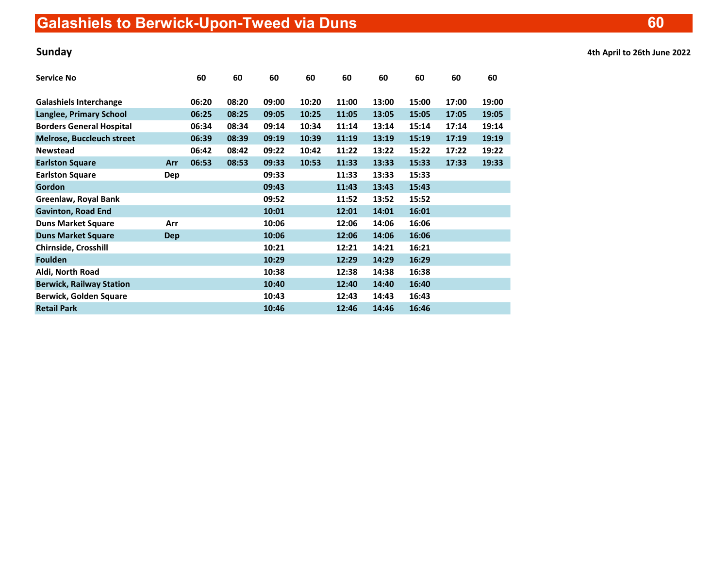# Galashiels to Berwick-Upon-Tweed via Duns 60

**Sunday** — **4th April to 26th June 2022**

| Service No | | 60 | 60 | 60 | 60 | 60 | 60 | 60 | 60 | 60 |
|---|---|---|---|---|---|---|---|---|---|---|
| Galashiels Interchange | | 06:20 | 08:20 | 09:00 | 10:20 | 11:00 | 13:00 | 15:00 | 17:00 | 19:00 |
| Langlee, Primary School | | 06:25 | 08:25 | 09:05 | 10:25 | 11:05 | 13:05 | 15:05 | 17:05 | 19:05 |
| Borders General Hospital | | 06:34 | 08:34 | 09:14 | 10:34 | 11:14 | 13:14 | 15:14 | 17:14 | 19:14 |
| Melrose, Buccleuch street | | 06:39 | 08:39 | 09:19 | 10:39 | 11:19 | 13:19 | 15:19 | 17:19 | 19:19 |
| Newstead | | 06:42 | 08:42 | 09:22 | 10:42 | 11:22 | 13:22 | 15:22 | 17:22 | 19:22 |
| Earlston Square | Arr | 06:53 | 08:53 | 09:33 | 10:53 | 11:33 | 13:33 | 15:33 | 17:33 | 19:33 |
| Earlston Square | Dep | | | 09:33 | | 11:33 | 13:33 | 15:33 | | |
| Gordon | | | | 09:43 | | 11:43 | 13:43 | 15:43 | | |
| Greenlaw, Royal Bank | | | | 09:52 | | 11:52 | 13:52 | 15:52 | | |
| Gavinton, Road End | | | | 10:01 | | 12:01 | 14:01 | 16:01 | | |
| Duns Market Square | Arr | | | 10:06 | | 12:06 | 14:06 | 16:06 | | |
| Duns Market Square | Dep | | | 10:06 | | 12:06 | 14:06 | 16:06 | | |
| Chirnside, Crosshill | | | | 10:21 | | 12:21 | 14:21 | 16:21 | | |
| Foulden | | | | 10:29 | | 12:29 | 14:29 | 16:29 | | |
| Aldi, North Road | | | | 10:38 | | 12:38 | 14:38 | 16:38 | | |
| Berwick, Railway Station | | | | 10:40 | | 12:40 | 14:40 | 16:40 | | |
| Berwick, Golden Square | | | | 10:43 | | 12:43 | 14:43 | 16:43 | | |
| Retail Park | | | | 10:46 | | 12:46 | 14:46 | 16:46 | | |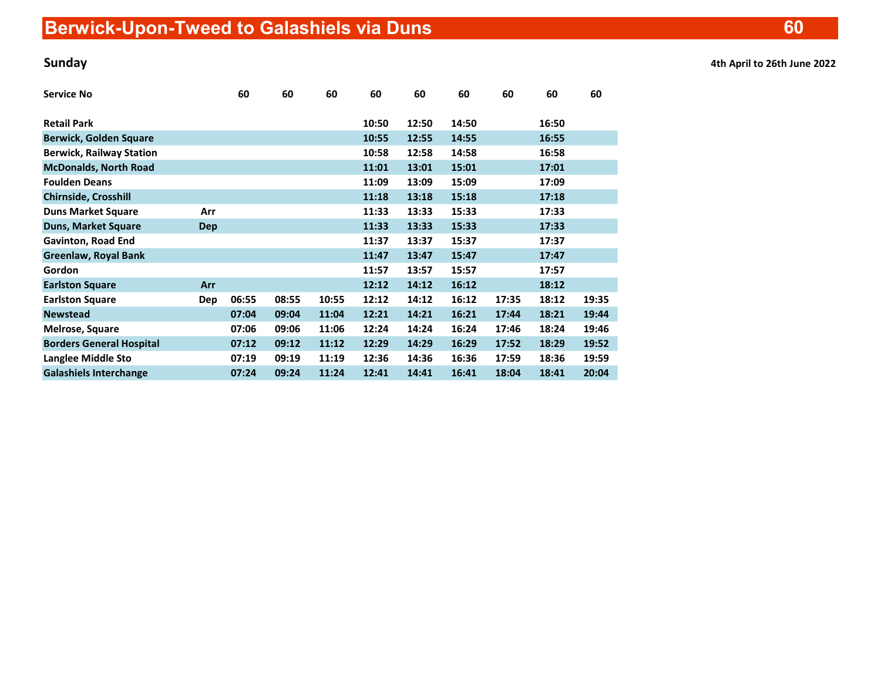# Berwick-Upon-Tweed to Galashiels via Duns 60

**Sunday** 

**4th April to 26th June 2022**

| Service No | | 60 | 60 | 60 | 60 | 60 | 60 | 60 | 60 | 60 |
|---|---|---|---|---|---|---|---|---|---|---|
| Retail Park | | | | | 10:50 | 12:50 | 14:50 | | 16:50 | |
| Berwick, Golden Square | | | | | 10:55 | 12:55 | 14:55 | | 16:55 | |
| Berwick, Railway Station | | | | | 10:58 | 12:58 | 14:58 | | 16:58 | |
| McDonalds, North Road | | | | | 11:01 | 13:01 | 15:01 | | 17:01 | |
| Foulden Deans | | | | | 11:09 | 13:09 | 15:09 | | 17:09 | |
| Chirnside, Crosshill | | | | | 11:18 | 13:18 | 15:18 | | 17:18 | |
| Duns Market Square | Arr | | | | 11:33 | 13:33 | 15:33 | | 17:33 | |
| Duns, Market Square | Dep | | | | 11:33 | 13:33 | 15:33 | | 17:33 | |
| Gavinton, Road End | | | | | 11:37 | 13:37 | 15:37 | | 17:37 | |
| Greenlaw, Royal Bank | | | | | 11:47 | 13:47 | 15:47 | | 17:47 | |
| Gordon | | | | | 11:57 | 13:57 | 15:57 | | 17:57 | |
| Earlston Square | Arr | | | | 12:12 | 14:12 | 16:12 | | 18:12 | |
| Earlston Square | Dep | 06:55 | 08:55 | 10:55 | 12:12 | 14:12 | 16:12 | 17:35 | 18:12 | 19:35 |
| Newstead | | 07:04 | 09:04 | 11:04 | 12:21 | 14:21 | 16:21 | 17:44 | 18:21 | 19:44 |
| Melrose, Square | | 07:06 | 09:06 | 11:06 | 12:24 | 14:24 | 16:24 | 17:46 | 18:24 | 19:46 |
| Borders General Hospital | | 07:12 | 09:12 | 11:12 | 12:29 | 14:29 | 16:29 | 17:52 | 18:29 | 19:52 |
| Langlee Middle Sto | | 07:19 | 09:19 | 11:19 | 12:36 | 14:36 | 16:36 | 17:59 | 18:36 | 19:59 |
| Galashiels Interchange | | 07:24 | 09:24 | 11:24 | 12:41 | 14:41 | 16:41 | 18:04 | 18:41 | 20:04 |